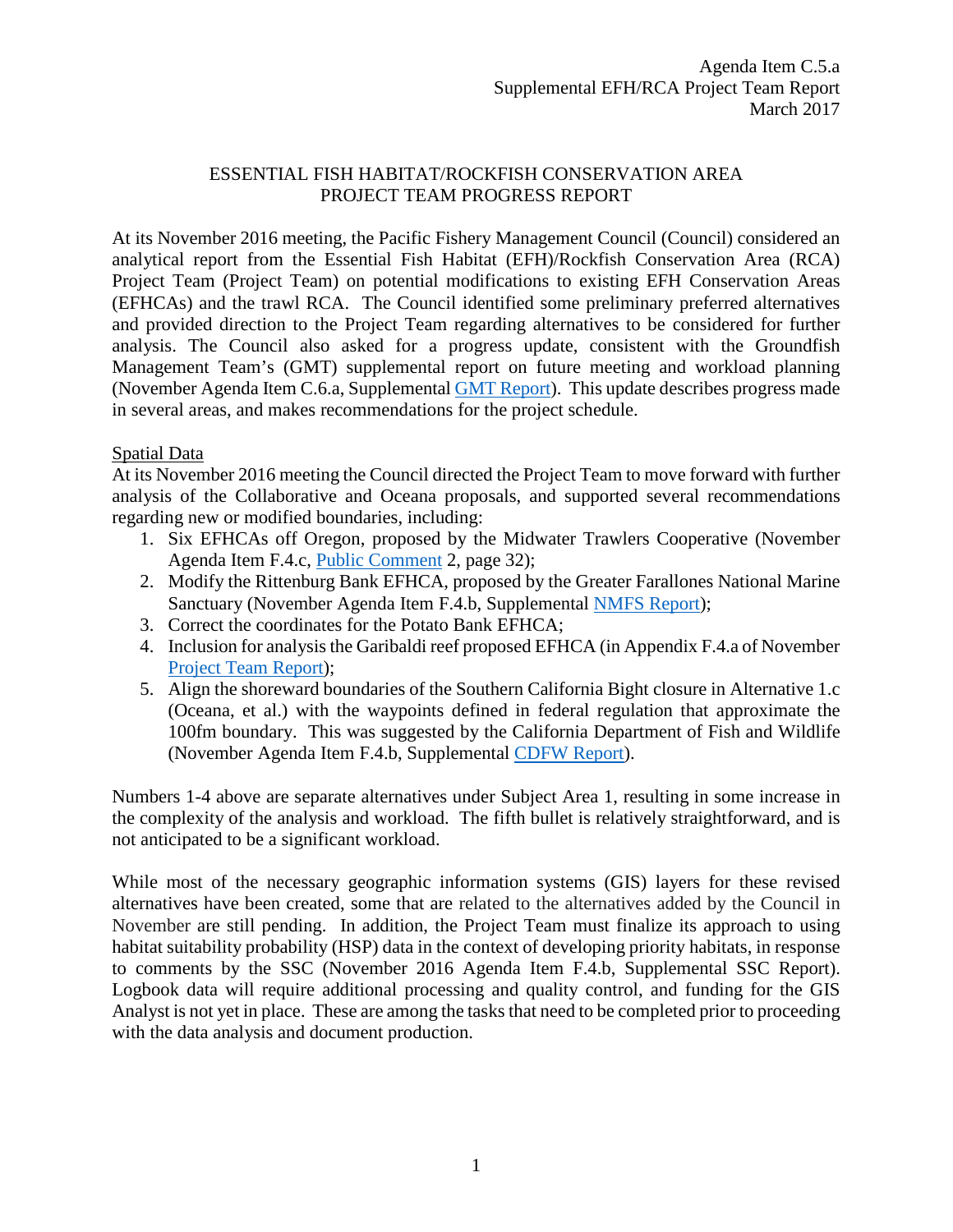Agenda Item C.5.a
Supplemental EFH/RCA Project Team Report
March 2017

# ESSENTIAL FISH HABITAT/ROCKFISH CONSERVATION AREA PROJECT TEAM PROGRESS REPORT

At its November 2016 meeting, the Pacific Fishery Management Council (Council) considered an analytical report from the Essential Fish Habitat (EFH)/Rockfish Conservation Area (RCA) Project Team (Project Team) on potential modifications to existing EFH Conservation Areas (EFHCAs) and the trawl RCA. The Council identified some preliminary preferred alternatives and provided direction to the Project Team regarding alternatives to be considered for further analysis. The Council also asked for a progress update, consistent with the Groundfish Management Team's (GMT) supplemental report on future meeting and workload planning (November Agenda Item C.6.a, Supplemental GMT Report). This update describes progress made in several areas, and makes recommendations for the project schedule.

## Spatial Data

At its November 2016 meeting the Council directed the Project Team to move forward with further analysis of the Collaborative and Oceana proposals, and supported several recommendations regarding new or modified boundaries, including:

1. Six EFHCAs off Oregon, proposed by the Midwater Trawlers Cooperative (November Agenda Item F.4.c, Public Comment 2, page 32);
2. Modify the Rittenburg Bank EFHCA, proposed by the Greater Farallones National Marine Sanctuary (November Agenda Item F.4.b, Supplemental NMFS Report);
3. Correct the coordinates for the Potato Bank EFHCA;
4. Inclusion for analysis the Garibaldi reef proposed EFHCA (in Appendix F.4.a of November Project Team Report);
5. Align the shoreward boundaries of the Southern California Bight closure in Alternative 1.c (Oceana, et al.) with the waypoints defined in federal regulation that approximate the 100fm boundary. This was suggested by the California Department of Fish and Wildlife (November Agenda Item F.4.b, Supplemental CDFW Report).

Numbers 1-4 above are separate alternatives under Subject Area 1, resulting in some increase in the complexity of the analysis and workload. The fifth bullet is relatively straightforward, and is not anticipated to be a significant workload.

While most of the necessary geographic information systems (GIS) layers for these revised alternatives have been created, some that are related to the alternatives added by the Council in November are still pending. In addition, the Project Team must finalize its approach to using habitat suitability probability (HSP) data in the context of developing priority habitats, in response to comments by the SSC (November 2016 Agenda Item F.4.b, Supplemental SSC Report). Logbook data will require additional processing and quality control, and funding for the GIS Analyst is not yet in place. These are among the tasks that need to be completed prior to proceeding with the data analysis and document production.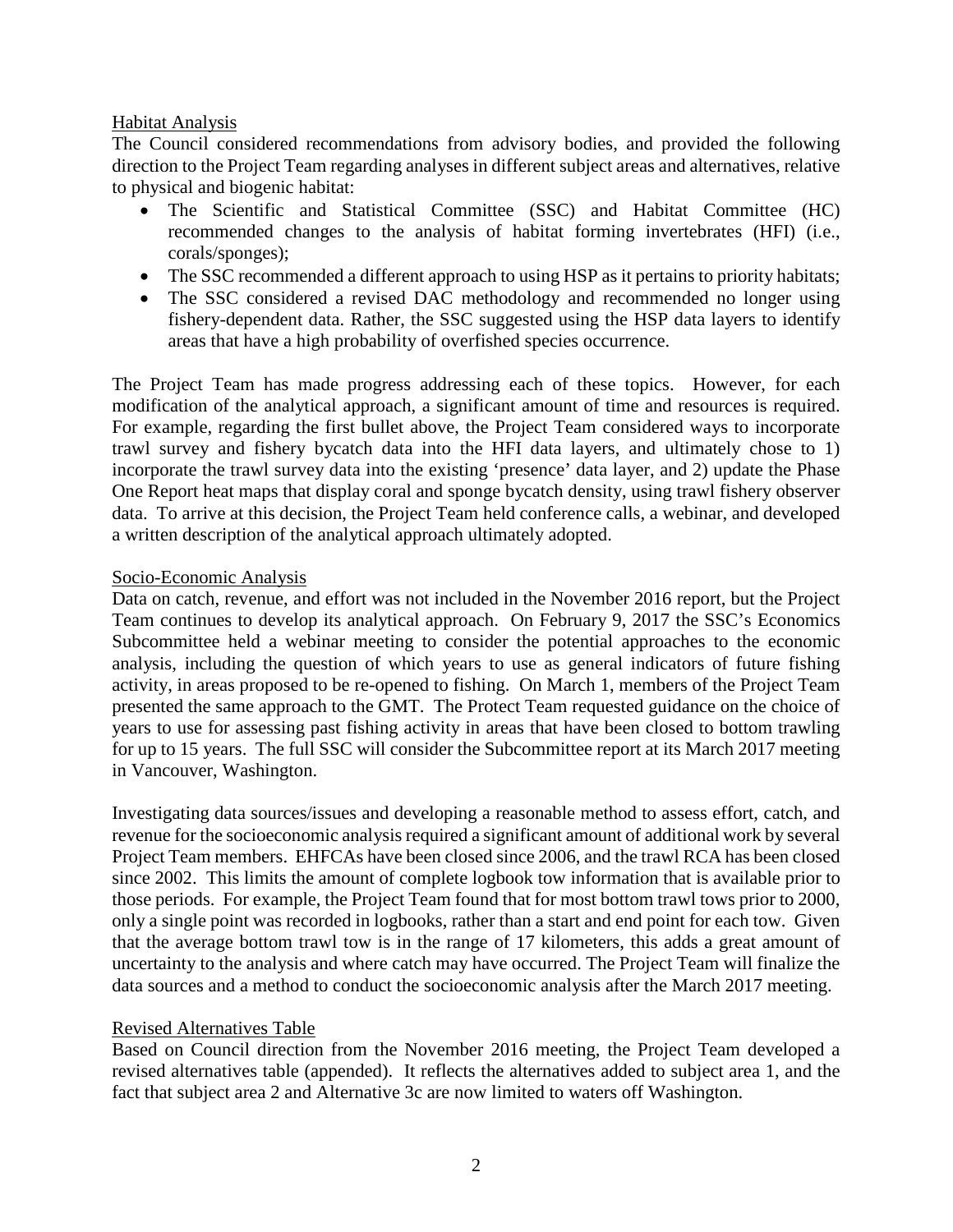## Habitat Analysis

The Council considered recommendations from advisory bodies, and provided the following direction to the Project Team regarding analyses in different subject areas and alternatives, relative to physical and biogenic habitat:

- The Scientific and Statistical Committee (SSC) and Habitat Committee (HC) recommended changes to the analysis of habitat forming invertebrates (HFI) (i.e., corals/sponges);
- The SSC recommended a different approach to using HSP as it pertains to priority habitats;
- The SSC considered a revised DAC methodology and recommended no longer using fishery-dependent data. Rather, the SSC suggested using the HSP data layers to identify areas that have a high probability of overfished species occurrence.

The Project Team has made progress addressing each of these topics. However, for each modification of the analytical approach, a significant amount of time and resources is required. For example, regarding the first bullet above, the Project Team considered ways to incorporate trawl survey and fishery bycatch data into the HFI data layers, and ultimately chose to 1) incorporate the trawl survey data into the existing 'presence' data layer, and 2) update the Phase One Report heat maps that display coral and sponge bycatch density, using trawl fishery observer data. To arrive at this decision, the Project Team held conference calls, a webinar, and developed a written description of the analytical approach ultimately adopted.

## Socio-Economic Analysis

Data on catch, revenue, and effort was not included in the November 2016 report, but the Project Team continues to develop its analytical approach. On February 9, 2017 the SSC's Economics Subcommittee held a webinar meeting to consider the potential approaches to the economic analysis, including the question of which years to use as general indicators of future fishing activity, in areas proposed to be re-opened to fishing. On March 1, members of the Project Team presented the same approach to the GMT. The Protect Team requested guidance on the choice of years to use for assessing past fishing activity in areas that have been closed to bottom trawling for up to 15 years. The full SSC will consider the Subcommittee report at its March 2017 meeting in Vancouver, Washington.

Investigating data sources/issues and developing a reasonable method to assess effort, catch, and revenue for the socioeconomic analysis required a significant amount of additional work by several Project Team members. EHFCAs have been closed since 2006, and the trawl RCA has been closed since 2002. This limits the amount of complete logbook tow information that is available prior to those periods. For example, the Project Team found that for most bottom trawl tows prior to 2000, only a single point was recorded in logbooks, rather than a start and end point for each tow. Given that the average bottom trawl tow is in the range of 17 kilometers, this adds a great amount of uncertainty to the analysis and where catch may have occurred. The Project Team will finalize the data sources and a method to conduct the socioeconomic analysis after the March 2017 meeting.

## Revised Alternatives Table

Based on Council direction from the November 2016 meeting, the Project Team developed a revised alternatives table (appended). It reflects the alternatives added to subject area 1, and the fact that subject area 2 and Alternative 3c are now limited to waters off Washington.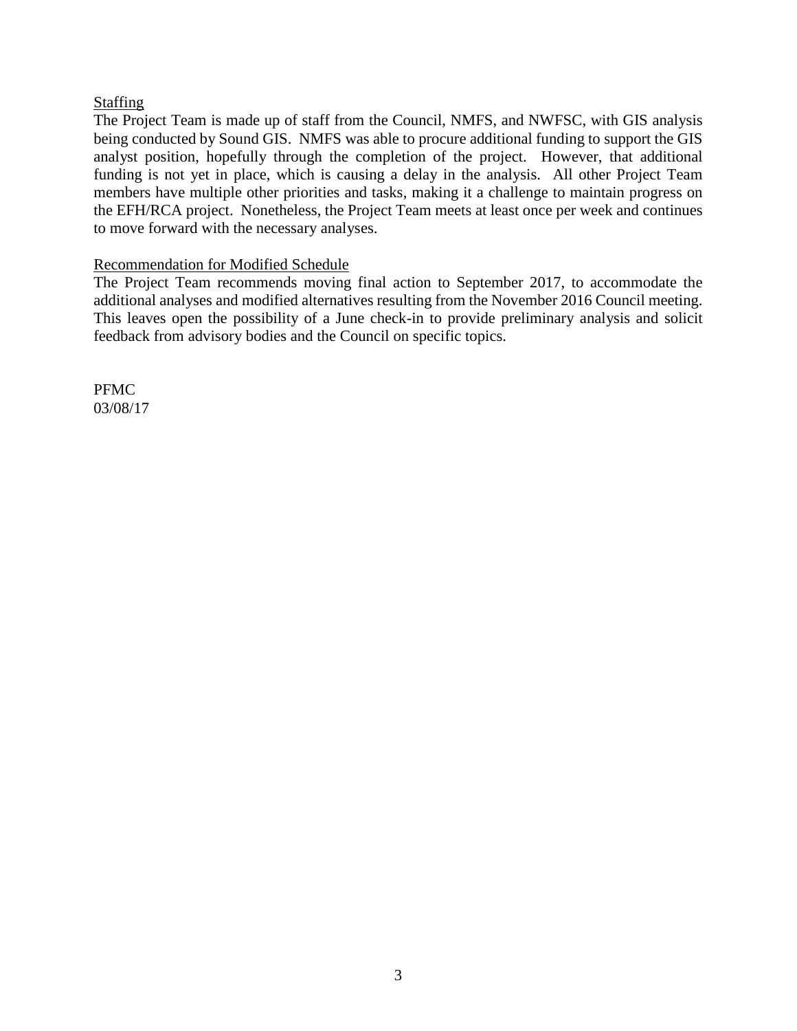<u>Staffing</u>

The Project Team is made up of staff from the Council, NMFS, and NWFSC, with GIS analysis being conducted by Sound GIS. NMFS was able to procure additional funding to support the GIS analyst position, hopefully through the completion of the project. However, that additional funding is not yet in place, which is causing a delay in the analysis. All other Project Team members have multiple other priorities and tasks, making it a challenge to maintain progress on the EFH/RCA project. Nonetheless, the Project Team meets at least once per week and continues to move forward with the necessary analyses.

<u>Recommendation for Modified Schedule</u>

The Project Team recommends moving final action to September 2017, to accommodate the additional analyses and modified alternatives resulting from the November 2016 Council meeting. This leaves open the possibility of a June check-in to provide preliminary analysis and solicit feedback from advisory bodies and the Council on specific topics.

PFMC
03/08/17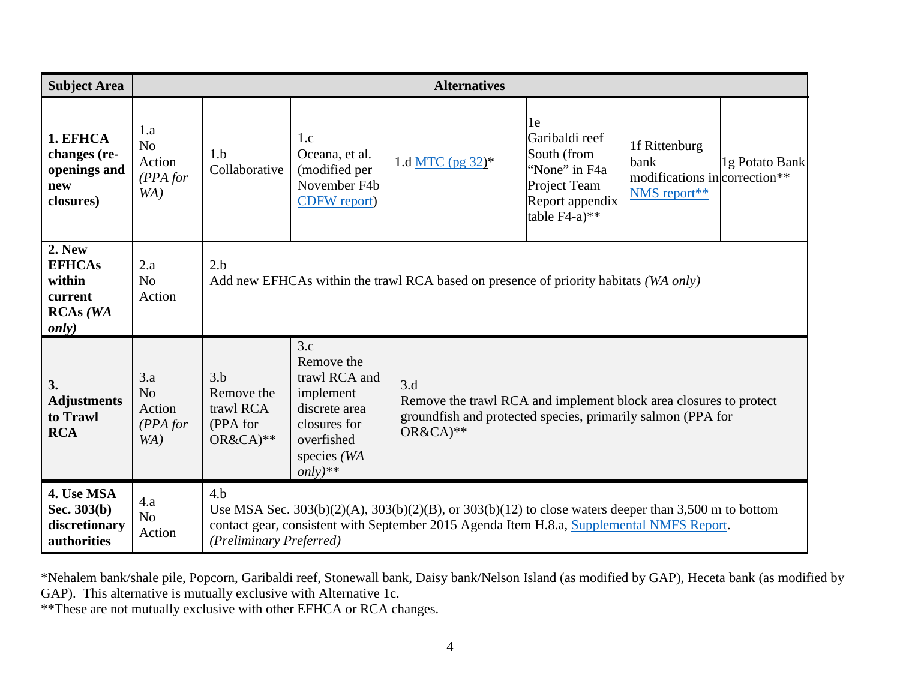| Subject Area | Alternatives | | | | | | |
|---|---|---|---|---|---|---|---|
| **1. EFHCA changes (re-openings and new closures)** | 1.a No Action *(PPA for WA)* | 1.b Collaborative | 1.c Oceana, et al. (modified per November F4b CDFW report) | 1.d MTC (pg 32)* | 1e Garibaldi reef South (from "None" in F4a Project Team Report appendix table F4-a)** | 1f Rittenburg bank modifications in NMS report** | 1g Potato Bank correction** |
| **2. New EFHCAs within current RCAs *(WA only)*** | 2.a No Action | 2.b Add new EFHCAs within the trawl RCA based on presence of priority habitats *(WA only)* | | | | | |
| **3. Adjustments to Trawl RCA** | 3.a No Action *(PPA for WA)* | 3.b Remove the trawl RCA (PPA for OR&CA)** | 3.c Remove the trawl RCA and implement discrete area closures for overfished species *(WA only)*** | 3.d Remove the trawl RCA and implement block area closures to protect groundfish and protected species, primarily salmon (PPA for OR&CA)** | | | |
| **4. Use MSA Sec. 303(b) discretionary authorities** | 4.a No Action | 4.b Use MSA Sec. 303(b)(2)(A), 303(b)(2)(B), or 303(b)(12) to close waters deeper than 3,500 m to bottom contact gear, consistent with September 2015 Agenda Item H.8.a, Supplemental NMFS Report. *(Preliminary Preferred)* | | | | | |

*Nehalem bank/shale pile, Popcorn, Garibaldi reef, Stonewall bank, Daisy bank/Nelson Island (as modified by GAP), Heceta bank (as modified by GAP). This alternative is mutually exclusive with Alternative 1c.

**These are not mutually exclusive with other EFHCA or RCA changes.